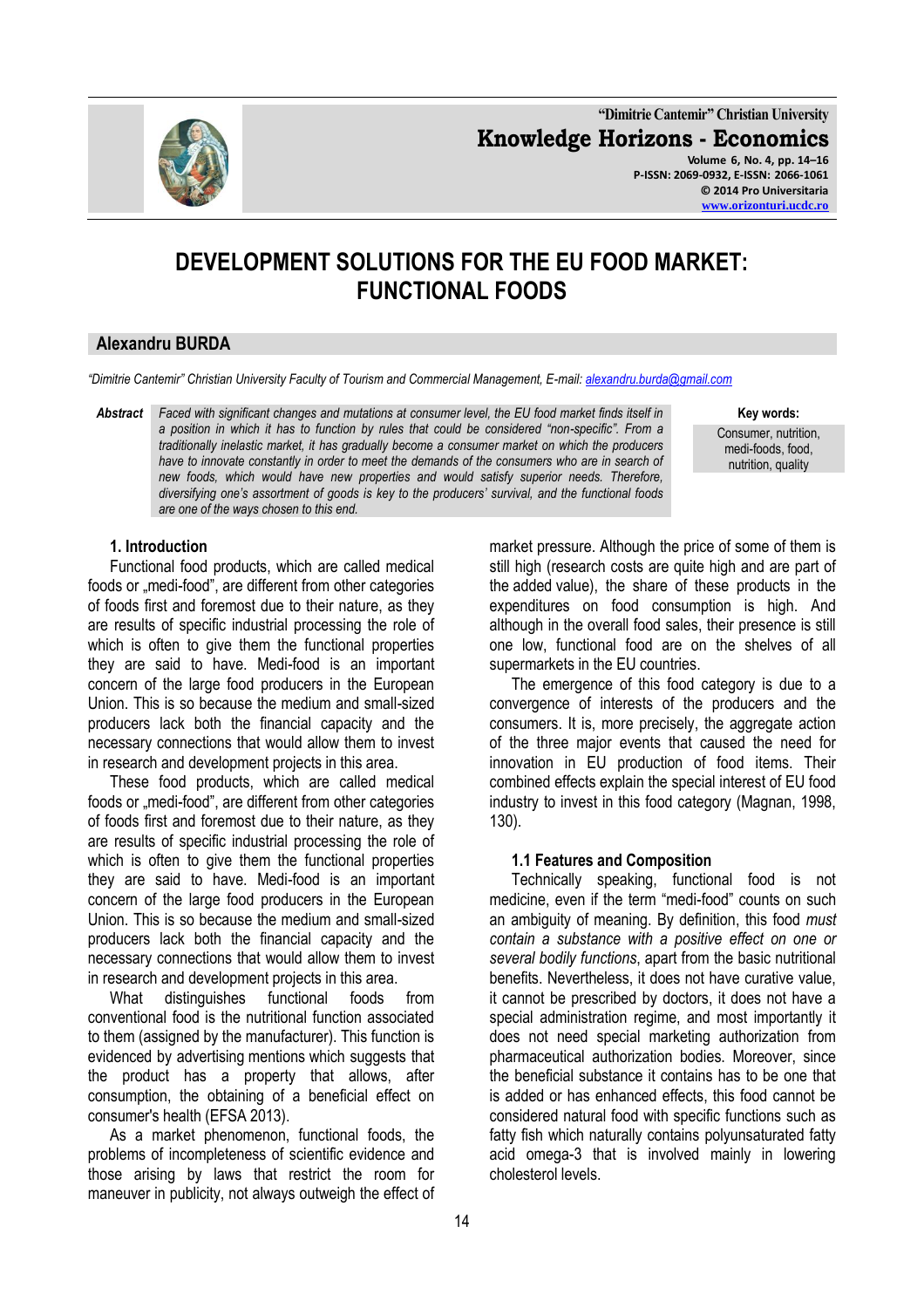# DEVELOPMENT SOLUTIONS FOR THE EU FOOD MARKET: FUNCTIONAL FOODS

## Alexandru BURDA

*"Dimitrie Cantemir" Christian University Faculty of Tourism and Commercial Management, E-mail: alexandru.burda@gmail.com*

**Abstract** *Faced with significant changes and mutations at consumer level, the EU food market finds itself in a position in which it has to function by rules that could be considered "non-specific". From a traditionally inelastic market, it has gradually become a consumer market on which the producers have to innovate constantly in order to meet the demands of the consumers who are in search of new foods, which would have new properties and would satisfy superior needs. Therefore, diversifying one's assortment of goods is key to the producers' survival, and the functional foods are one of the ways chosen to this end.*

**Key words:** Consumer, nutrition, medi-foods, food, nutrition, quality

### 1. Introduction

Functional food products, which are called medical foods or „medi-food", are different from other categories of foods first and foremost due to their nature, as they are results of specific industrial processing the role of which is often to give them the functional properties they are said to have. Medi-food is an important concern of the large food producers in the European Union. This is so because the medium and small-sized producers lack both the financial capacity and the necessary connections that would allow them to invest in research and development projects in this area.

These food products, which are called medical foods or „medi-food", are different from other categories of foods first and foremost due to their nature, as they are results of specific industrial processing the role of which is often to give them the functional properties they are said to have. Medi-food is an important concern of the large food producers in the European Union. This is so because the medium and small-sized producers lack both the financial capacity and the necessary connections that would allow them to invest in research and development projects in this area.

What distinguishes functional foods from conventional food is the nutritional function associated to them (assigned by the manufacturer). This function is evidenced by advertising mentions which suggests that the product has a property that allows, after consumption, the obtaining of a beneficial effect on consumer's health (EFSA 2013).

As a market phenomenon, functional foods, the problems of incompleteness of scientific evidence and those arising by laws that restrict the room for maneuver in publicity, not always outweigh the effect of market pressure. Although the price of some of them is still high (research costs are quite high and are part of the added value), the share of these products in the expenditures on food consumption is high. And although in the overall food sales, their presence is still one low, functional food are on the shelves of all supermarkets in the EU countries.

The emergence of this food category is due to a convergence of interests of the producers and the consumers. It is, more precisely, the aggregate action of the three major events that caused the need for innovation in EU production of food items. Their combined effects explain the special interest of EU food industry to invest in this food category (Magnan, 1998, 130).

#### 1.1 Features and Composition

Technically speaking, functional food is not medicine, even if the term "medi-food" counts on such an ambiguity of meaning. By definition, this food *must contain a substance with a positive effect on one or several bodily functions*, apart from the basic nutritional benefits. Nevertheless, it does not have curative value, it cannot be prescribed by doctors, it does not have a special administration regime, and most importantly it does not need special marketing authorization from pharmaceutical authorization bodies. Moreover, since the beneficial substance it contains has to be one that is added or has enhanced effects, this food cannot be considered natural food with specific functions such as fatty fish which naturally contains polyunsaturated fatty acid omega-3 that is involved mainly in lowering cholesterol levels.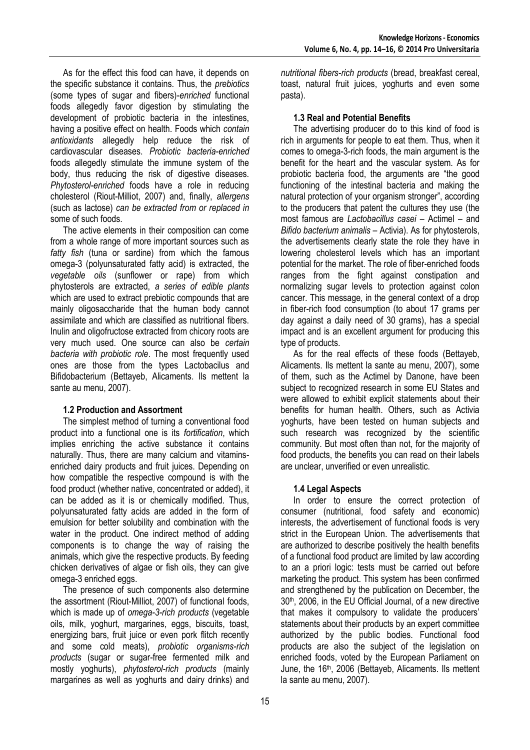As for the effect this food can have, it depends on the specific substance it contains. Thus, the *prebiotics* (some types of sugar and fibers)-*enriched* functional foods allegedly favor digestion by stimulating the development of probiotic bacteria in the intestines, having a positive effect on health. Foods which *contain antioxidants* allegedly help reduce the risk of cardiovascular diseases. *Probiotic bacteria-enriched* foods allegedly stimulate the immune system of the body, thus reducing the risk of digestive diseases. *Phytosterol-enriched* foods have a role in reducing cholesterol (Riout-Milliot, 2007) and, finally, *allergens* (such as lactose) *can be extracted from or replaced in* some of such foods.

The active elements in their composition can come from a whole range of more important sources such as *fatty fish* (tuna or sardine) from which the famous omega-3 (polyunsaturated fatty acid) is extracted, the *vegetable oils* (sunflower or rape) from which phytosterols are extracted, *a series of edible plants* which are used to extract prebiotic compounds that are mainly oligosaccharide that the human body cannot assimilate and which are classified as nutritional fibers. Inulin and oligofructose extracted from chicory roots are very much used. One source can also be *certain bacteria with probiotic role*. The most frequently used ones are those from the types Lactobacilus and Bifidobacterium (Bettayeb, Alicaments. Ils mettent la sante au menu, 2007).

### 1.2 Production and Assortment

The simplest method of turning a conventional food product into a functional one is its *fortification*, which implies enriching the active substance it contains naturally. Thus, there are many calcium and vitamins-enriched dairy products and fruit juices. Depending on how compatible the respective compound is with the food product (whether native, concentrated or added), it can be added as it is or chemically modified. Thus, polyunsaturated fatty acids are added in the form of emulsion for better solubility and combination with the water in the product. One indirect method of adding components is to change the way of raising the animals, which give the respective products. By feeding chicken derivatives of algae or fish oils, they can give omega-3 enriched eggs.

The presence of such components also determine the assortment (Riout-Milliot, 2007) of functional foods, which is made up of *omega-3-rich products* (vegetable oils, milk, yoghurt, margarines, eggs, biscuits, toast, energizing bars, fruit juice or even pork flitch recently and some cold meats), *probiotic organisms-rich products* (sugar or sugar-free fermented milk and mostly yoghurts), *phytosterol-rich products* (mainly margarines as well as yoghurts and dairy drinks) and *nutritional fibers-rich products* (bread, breakfast cereal, toast, natural fruit juices, yoghurts and even some pasta).

### 1.3 Real and Potential Benefits

The advertising producer do to this kind of food is rich in arguments for people to eat them. Thus, when it comes to omega-3-rich foods, the main argument is the benefit for the heart and the vascular system. As for probiotic bacteria food, the arguments are "the good functioning of the intestinal bacteria and making the natural protection of your organism stronger", according to the producers that patent the cultures they use (the most famous are *Lactobacillus casei* – Actimel – and *Bifido bacterium animalis* – Activia). As for phytosterols, the advertisements clearly state the role they have in lowering cholesterol levels which has an important potential for the market. The role of fiber-enriched foods ranges from the fight against constipation and normalizing sugar levels to protection against colon cancer. This message, in the general context of a drop in fiber-rich food consumption (to about 17 grams per day against a daily need of 30 grams), has a special impact and is an excellent argument for producing this type of products.

As for the real effects of these foods (Bettayeb, Alicaments. Ils mettent la sante au menu, 2007), some of them, such as the Actimel by Danone, have been subject to recognized research in some EU States and were allowed to exhibit explicit statements about their benefits for human health. Others, such as Activia yoghurts, have been tested on human subjects and such research was recognized by the scientific community. But most often than not, for the majority of food products, the benefits you can read on their labels are unclear, unverified or even unrealistic.

### 1.4 Legal Aspects

In order to ensure the correct protection of consumer (nutritional, food safety and economic) interests, the advertisement of functional foods is very strict in the European Union. The advertisements that are authorized to describe positively the health benefits of a functional food product are limited by law according to an a priori logic: tests must be carried out before marketing the product. This system has been confirmed and strengthened by the publication on December, the 30th, 2006, in the EU Official Journal, of a new directive that makes it compulsory to validate the producers' statements about their products by an expert committee authorized by the public bodies. Functional food products are also the subject of the legislation on enriched foods, voted by the European Parliament on June, the 16th, 2006 (Bettayeb, Alicaments. Ils mettent la sante au menu, 2007).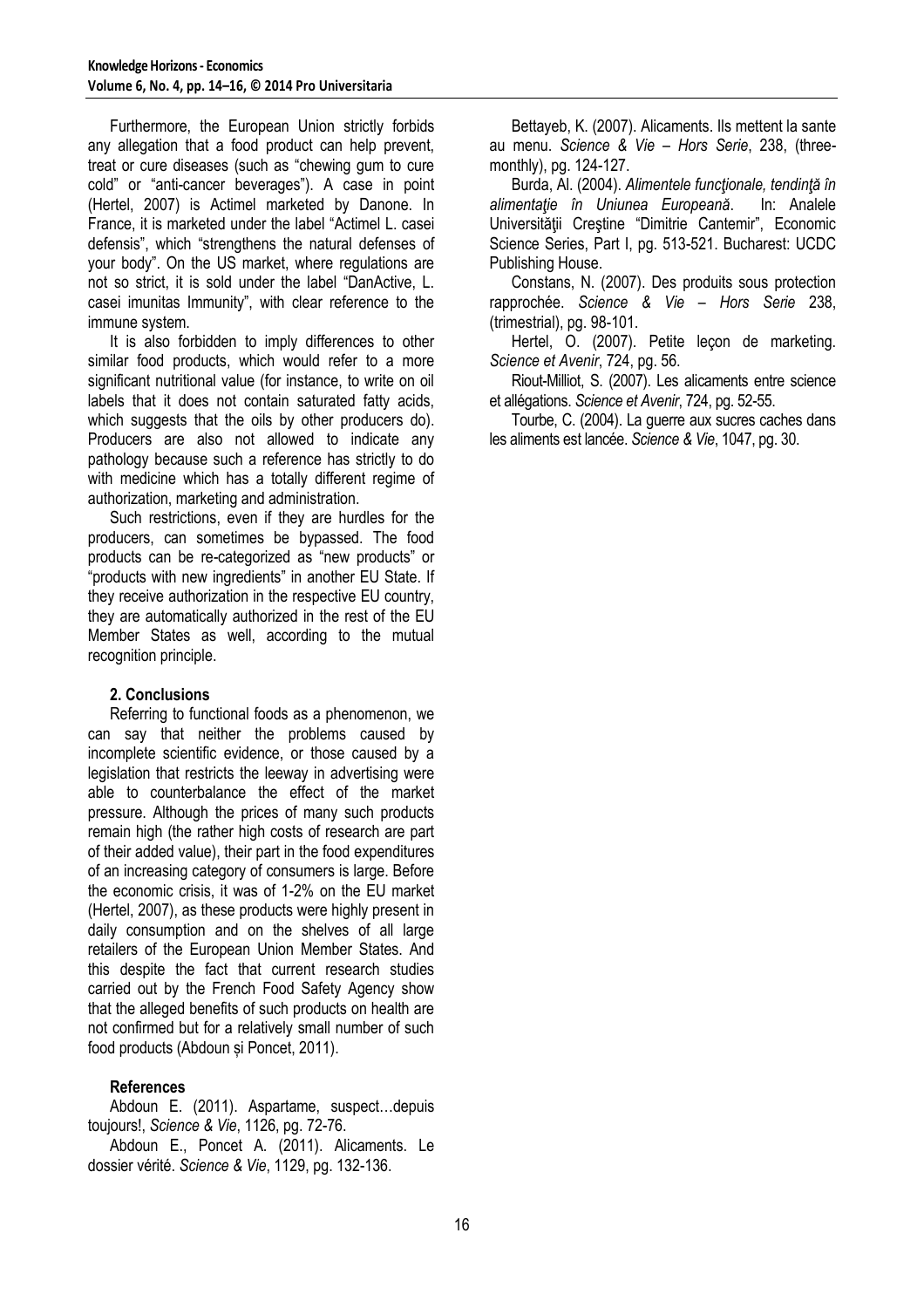Furthermore, the European Union strictly forbids any allegation that a food product can help prevent, treat or cure diseases (such as "chewing gum to cure cold" or "anti-cancer beverages"). A case in point (Hertel, 2007) is Actimel marketed by Danone. In France, it is marketed under the label "Actimel L. casei defensis", which "strengthens the natural defenses of your body". On the US market, where regulations are not so strict, it is sold under the label "DanActive, L. casei imunitas Immunity", with clear reference to the immune system.

It is also forbidden to imply differences to other similar food products, which would refer to a more significant nutritional value (for instance, to write on oil labels that it does not contain saturated fatty acids, which suggests that the oils by other producers do). Producers are also not allowed to indicate any pathology because such a reference has strictly to do with medicine which has a totally different regime of authorization, marketing and administration.

Such restrictions, even if they are hurdles for the producers, can sometimes be bypassed. The food products can be re-categorized as "new products" or "products with new ingredients" in another EU State. If they receive authorization in the respective EU country, they are automatically authorized in the rest of the EU Member States as well, according to the mutual recognition principle.

## 2. Conclusions

Referring to functional foods as a phenomenon, we can say that neither the problems caused by incomplete scientific evidence, or those caused by a legislation that restricts the leeway in advertising were able to counterbalance the effect of the market pressure. Although the prices of many such products remain high (the rather high costs of research are part of their added value), their part in the food expenditures of an increasing category of consumers is large. Before the economic crisis, it was of 1-2% on the EU market (Hertel, 2007), as these products were highly present in daily consumption and on the shelves of all large retailers of the European Union Member States. And this despite the fact that current research studies carried out by the French Food Safety Agency show that the alleged benefits of such products on health are not confirmed but for a relatively small number of such food products (Abdoun și Poncet, 2011).

## References

Abdoun E. (2011). Aspartame, suspect…depuis toujours!, *Science & Vie*, 1126, pg. 72-76.

Abdoun E., Poncet A. (2011). Alicaments. Le dossier vérité. *Science & Vie*, 1129, pg. 132-136.

Bettayeb, K. (2007). Alicaments. Ils mettent la sante au menu. *Science & Vie – Hors Serie*, 238, (three-monthly), pg. 124-127.

Burda, Al. (2004). *Alimentele funcţionale, tendinţă în alimentaţie în Uniunea Europeană*. In: Analele Universităţii Creştine "Dimitrie Cantemir", Economic Science Series, Part I, pg. 513-521. Bucharest: UCDC Publishing House.

Constans, N. (2007). Des produits sous protection rapprochée. *Science & Vie – Hors Serie* 238, (trimestrial), pg. 98-101.

Hertel, O. (2007). Petite leçon de marketing. *Science et Avenir*, 724, pg. 56.

Riout-Milliot, S. (2007). Les alicaments entre science et allégations. *Science et Avenir*, 724, pg. 52-55.

Tourbe, C. (2004). La guerre aux sucres caches dans les aliments est lancée. *Science & Vie*, 1047, pg. 30.